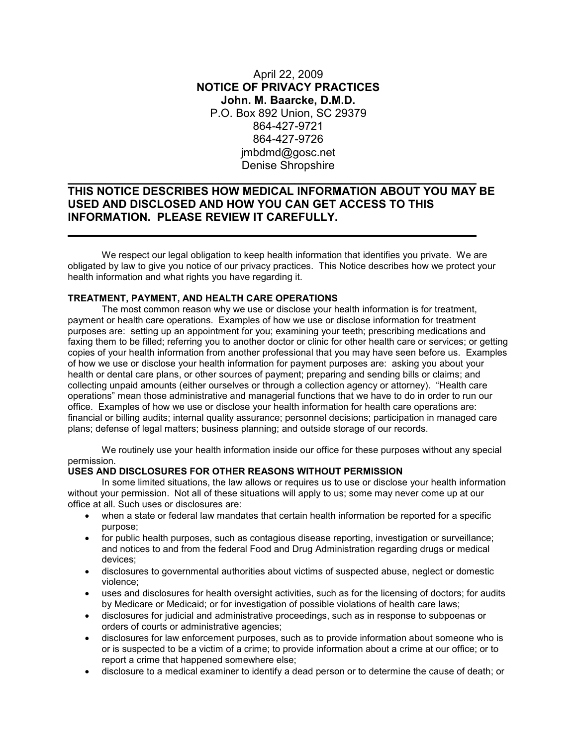April 22, 2009

**NOTICE OF PRIVACY PRACTICES**

**John. M. Baarcke, D.M.D.**

P.O. Box 892 Union, SC 29379

864-427-9721

864-427-9726

jmbdmd@gosc.net

Denise Shropshire

---

**THIS NOTICE DESCRIBES HOW MEDICAL INFORMATION ABOUT YOU MAY BE USED AND DISCLOSED AND HOW YOU CAN GET ACCESS TO THIS INFORMATION. PLEASE REVIEW IT CAREFULLY.**

---

We respect our legal obligation to keep health information that identifies you private. We are obligated by law to give you notice of our privacy practices. This Notice describes how we protect your health information and what rights you have regarding it.

**TREATMENT, PAYMENT, AND HEALTH CARE OPERATIONS**

The most common reason why we use or disclose your health information is for treatment, payment or health care operations. Examples of how we use or disclose information for treatment purposes are: setting up an appointment for you; examining your teeth; prescribing medications and faxing them to be filled; referring you to another doctor or clinic for other health care or services; or getting copies of your health information from another professional that you may have seen before us. Examples of how we use or disclose your health information for payment purposes are: asking you about your health or dental care plans, or other sources of payment; preparing and sending bills or claims; and collecting unpaid amounts (either ourselves or through a collection agency or attorney). "Health care operations" mean those administrative and managerial functions that we have to do in order to run our office. Examples of how we use or disclose your health information for health care operations are: financial or billing audits; internal quality assurance; personnel decisions; participation in managed care plans; defense of legal matters; business planning; and outside storage of our records.

We routinely use your health information inside our office for these purposes without any special permission.

**USES AND DISCLOSURES FOR OTHER REASONS WITHOUT PERMISSION**

In some limited situations, the law allows or requires us to use or disclose your health information without your permission. Not all of these situations will apply to us; some may never come up at our office at all. Such uses or disclosures are:

- when a state or federal law mandates that certain health information be reported for a specific purpose;
- for public health purposes, such as contagious disease reporting, investigation or surveillance; and notices to and from the federal Food and Drug Administration regarding drugs or medical devices;
- disclosures to governmental authorities about victims of suspected abuse, neglect or domestic violence;
- uses and disclosures for health oversight activities, such as for the licensing of doctors; for audits by Medicare or Medicaid; or for investigation of possible violations of health care laws;
- disclosures for judicial and administrative proceedings, such as in response to subpoenas or orders of courts or administrative agencies;
- disclosures for law enforcement purposes, such as to provide information about someone who is or is suspected to be a victim of a crime; to provide information about a crime at our office; or to report a crime that happened somewhere else;
- disclosure to a medical examiner to identify a dead person or to determine the cause of death; or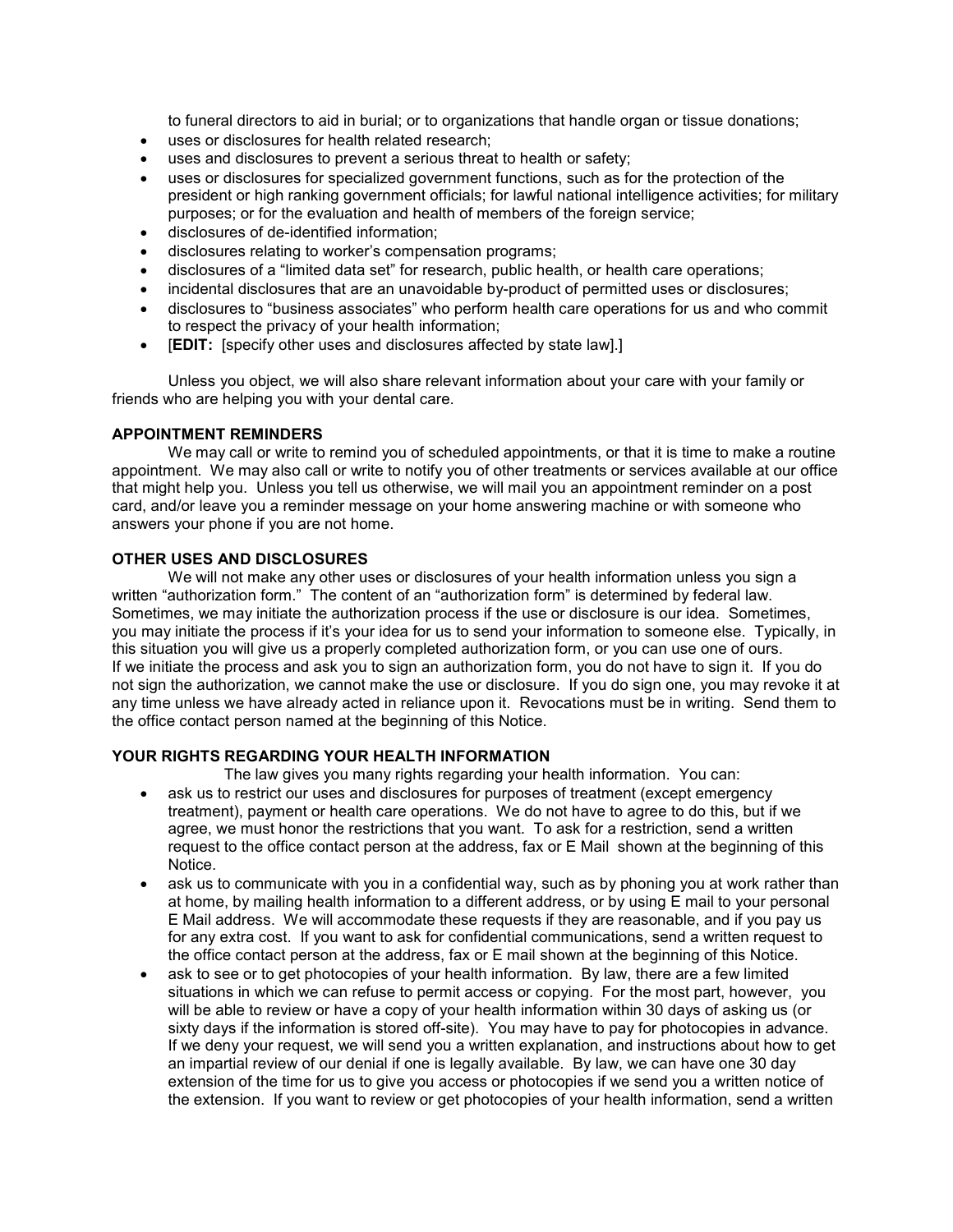to funeral directors to aid in burial; or to organizations that handle organ or tissue donations;

- uses or disclosures for health related research;
- uses and disclosures to prevent a serious threat to health or safety;
- uses or disclosures for specialized government functions, such as for the protection of the president or high ranking government officials; for lawful national intelligence activities; for military purposes; or for the evaluation and health of members of the foreign service;
- disclosures of de-identified information;
- disclosures relating to worker's compensation programs;
- disclosures of a "limited data set" for research, public health, or health care operations;
- incidental disclosures that are an unavoidable by-product of permitted uses or disclosures;
- disclosures to "business associates" who perform health care operations for us and who commit to respect the privacy of your health information;
- [**EDIT:** [specify other uses and disclosures affected by state law].]

Unless you object, we will also share relevant information about your care with your family or friends who are helping you with your dental care.

**APPOINTMENT REMINDERS**

We may call or write to remind you of scheduled appointments, or that it is time to make a routine appointment. We may also call or write to notify you of other treatments or services available at our office that might help you. Unless you tell us otherwise, we will mail you an appointment reminder on a post card, and/or leave you a reminder message on your home answering machine or with someone who answers your phone if you are not home.

**OTHER USES AND DISCLOSURES**

We will not make any other uses or disclosures of your health information unless you sign a written "authorization form." The content of an "authorization form" is determined by federal law. Sometimes, we may initiate the authorization process if the use or disclosure is our idea. Sometimes, you may initiate the process if it's your idea for us to send your information to someone else. Typically, in this situation you will give us a properly completed authorization form, or you can use one of ours. If we initiate the process and ask you to sign an authorization form, you do not have to sign it. If you do not sign the authorization, we cannot make the use or disclosure. If you do sign one, you may revoke it at any time unless we have already acted in reliance upon it. Revocations must be in writing. Send them to the office contact person named at the beginning of this Notice.

**YOUR RIGHTS REGARDING YOUR HEALTH INFORMATION**

The law gives you many rights regarding your health information. You can:

- ask us to restrict our uses and disclosures for purposes of treatment (except emergency treatment), payment or health care operations. We do not have to agree to do this, but if we agree, we must honor the restrictions that you want. To ask for a restriction, send a written request to the office contact person at the address, fax or E Mail shown at the beginning of this Notice.
- ask us to communicate with you in a confidential way, such as by phoning you at work rather than at home, by mailing health information to a different address, or by using E mail to your personal E Mail address. We will accommodate these requests if they are reasonable, and if you pay us for any extra cost. If you want to ask for confidential communications, send a written request to the office contact person at the address, fax or E mail shown at the beginning of this Notice.
- ask to see or to get photocopies of your health information. By law, there are a few limited situations in which we can refuse to permit access or copying. For the most part, however, you will be able to review or have a copy of your health information within 30 days of asking us (or sixty days if the information is stored off-site). You may have to pay for photocopies in advance. If we deny your request, we will send you a written explanation, and instructions about how to get an impartial review of our denial if one is legally available. By law, we can have one 30 day extension of the time for us to give you access or photocopies if we send you a written notice of the extension. If you want to review or get photocopies of your health information, send a written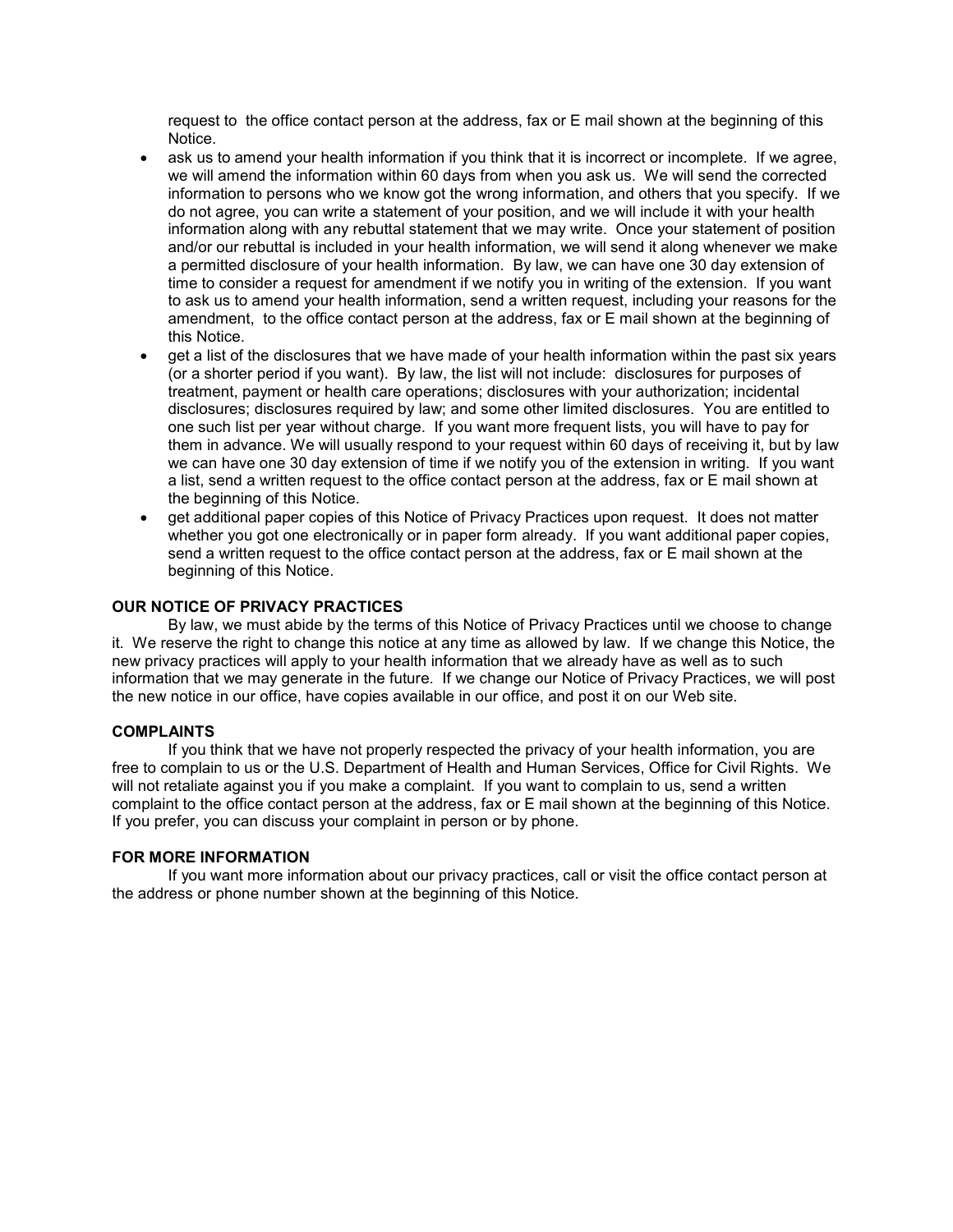request to the office contact person at the address, fax or E mail shown at the beginning of this Notice.

- ask us to amend your health information if you think that it is incorrect or incomplete. If we agree, we will amend the information within 60 days from when you ask us. We will send the corrected information to persons who we know got the wrong information, and others that you specify. If we do not agree, you can write a statement of your position, and we will include it with your health information along with any rebuttal statement that we may write. Once your statement of position and/or our rebuttal is included in your health information, we will send it along whenever we make a permitted disclosure of your health information. By law, we can have one 30 day extension of time to consider a request for amendment if we notify you in writing of the extension. If you want to ask us to amend your health information, send a written request, including your reasons for the amendment, to the office contact person at the address, fax or E mail shown at the beginning of this Notice.
- get a list of the disclosures that we have made of your health information within the past six years (or a shorter period if you want). By law, the list will not include: disclosures for purposes of treatment, payment or health care operations; disclosures with your authorization; incidental disclosures; disclosures required by law; and some other limited disclosures. You are entitled to one such list per year without charge. If you want more frequent lists, you will have to pay for them in advance. We will usually respond to your request within 60 days of receiving it, but by law we can have one 30 day extension of time if we notify you of the extension in writing. If you want a list, send a written request to the office contact person at the address, fax or E mail shown at the beginning of this Notice.
- get additional paper copies of this Notice of Privacy Practices upon request. It does not matter whether you got one electronically or in paper form already. If you want additional paper copies, send a written request to the office contact person at the address, fax or E mail shown at the beginning of this Notice.

**OUR NOTICE OF PRIVACY PRACTICES**

By law, we must abide by the terms of this Notice of Privacy Practices until we choose to change it. We reserve the right to change this notice at any time as allowed by law. If we change this Notice, the new privacy practices will apply to your health information that we already have as well as to such information that we may generate in the future. If we change our Notice of Privacy Practices, we will post the new notice in our office, have copies available in our office, and post it on our Web site.

**COMPLAINTS**

If you think that we have not properly respected the privacy of your health information, you are free to complain to us or the U.S. Department of Health and Human Services, Office for Civil Rights. We will not retaliate against you if you make a complaint. If you want to complain to us, send a written complaint to the office contact person at the address, fax or E mail shown at the beginning of this Notice. If you prefer, you can discuss your complaint in person or by phone.

**FOR MORE INFORMATION**

If you want more information about our privacy practices, call or visit the office contact person at the address or phone number shown at the beginning of this Notice.